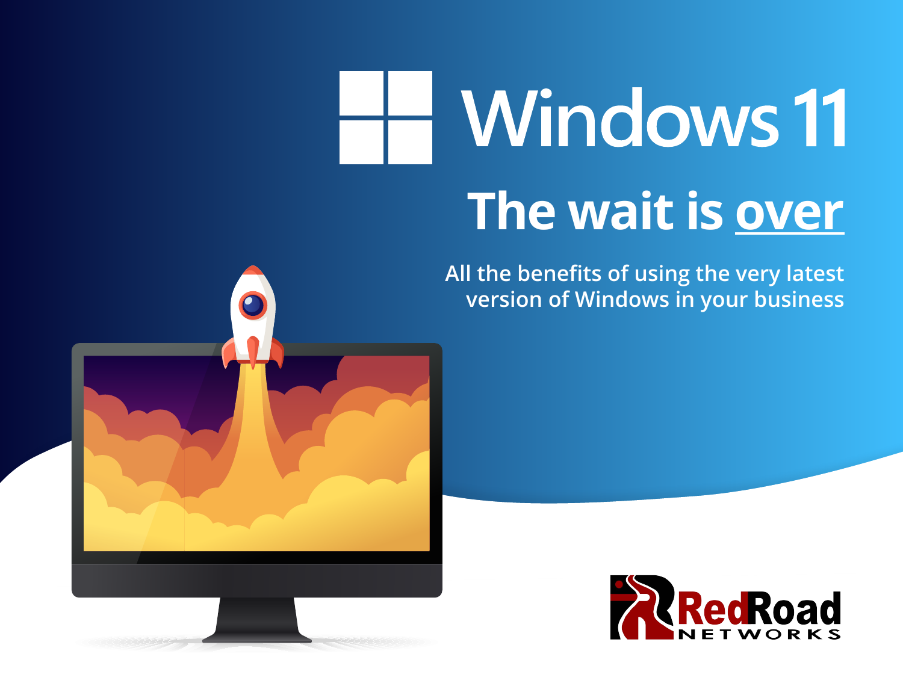# Windows 11

## The wait is over

All the benefits of using the very latest version of Windows in your business

RedRoad NETWORKS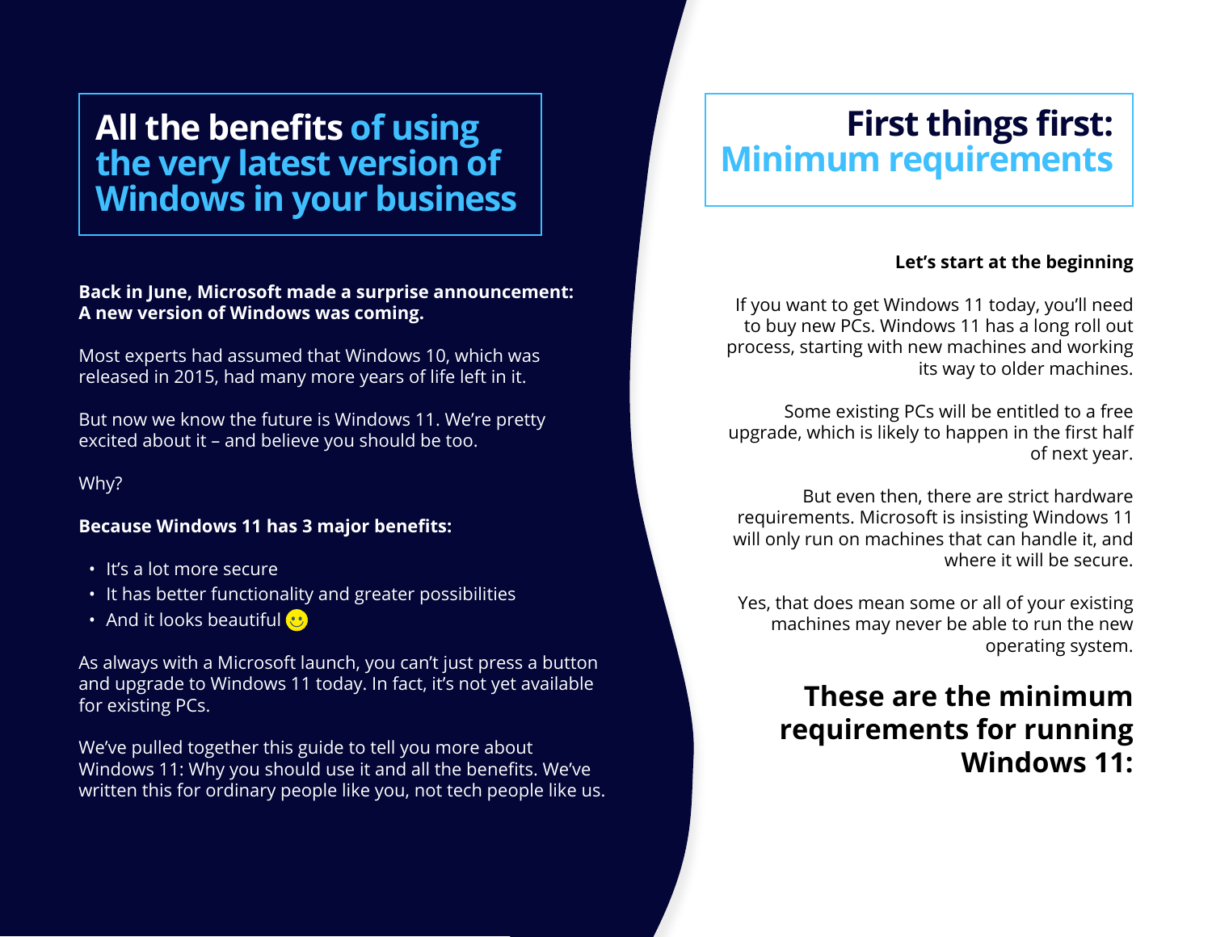# All the benefits of using the very latest version of Windows in your business

**Back in June, Microsoft made a surprise announcement: A new version of Windows was coming.**

Most experts had assumed that Windows 10, which was released in 2015, had many more years of life left in it.

But now we know the future is Windows 11. We're pretty excited about it – and believe you should be too.

Why?

**Because Windows 11 has 3 major benefits:**

- It's a lot more secure
- It has better functionality and greater possibilities
- And it looks beautiful 🙂

As always with a Microsoft launch, you can't just press a button and upgrade to Windows 11 today. In fact, it's not yet available for existing PCs.

We've pulled together this guide to tell you more about Windows 11: Why you should use it and all the benefits. We've written this for ordinary people like you, not tech people like us.

# First things first: Minimum requirements

**Let's start at the beginning**

If you want to get Windows 11 today, you'll need to buy new PCs. Windows 11 has a long roll out process, starting with new machines and working its way to older machines.

Some existing PCs will be entitled to a free upgrade, which is likely to happen in the first half of next year.

But even then, there are strict hardware requirements. Microsoft is insisting Windows 11 will only run on machines that can handle it, and where it will be secure.

Yes, that does mean some or all of your existing machines may never be able to run the new operating system.

## These are the minimum requirements for running Windows 11: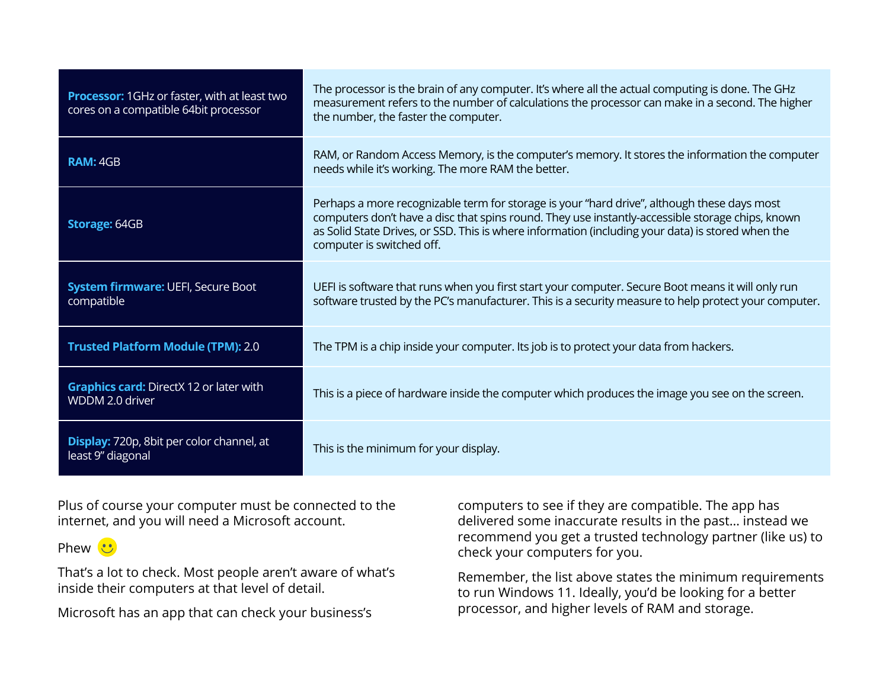| | |
|---|---|
| **Processor:** 1GHz or faster, with at least two cores on a compatible 64bit processor | The processor is the brain of any computer. It's where all the actual computing is done. The GHz measurement refers to the number of calculations the processor can make in a second. The higher the number, the faster the computer. |
| **RAM:** 4GB | RAM, or Random Access Memory, is the computer's memory. It stores the information the computer needs while it's working. The more RAM the better. |
| **Storage:** 64GB | Perhaps a more recognizable term for storage is your "hard drive", although these days most computers don't have a disc that spins round. They use instantly-accessible storage chips, known as Solid State Drives, or SSD. This is where information (including your data) is stored when the computer is switched off. |
| **System firmware:** UEFI, Secure Boot compatible | UEFI is software that runs when you first start your computer. Secure Boot means it will only run software trusted by the PC's manufacturer. This is a security measure to help protect your computer. |
| **Trusted Platform Module (TPM):** 2.0 | The TPM is a chip inside your computer. Its job is to protect your data from hackers. |
| **Graphics card:** DirectX 12 or later with WDDM 2.0 driver | This is a piece of hardware inside the computer which produces the image you see on the screen. |
| **Display:** 720p, 8bit per color channel, at least 9" diagonal | This is the minimum for your display. |

Plus of course your computer must be connected to the internet, and you will need a Microsoft account.

Phew 🙂

That's a lot to check. Most people aren't aware of what's inside their computers at that level of detail.

Microsoft has an app that can check your business's computers to see if they are compatible. The app has delivered some inaccurate results in the past… instead we recommend you get a trusted technology partner (like us) to check your computers for you.

Remember, the list above states the minimum requirements to run Windows 11. Ideally, you'd be looking for a better processor, and higher levels of RAM and storage.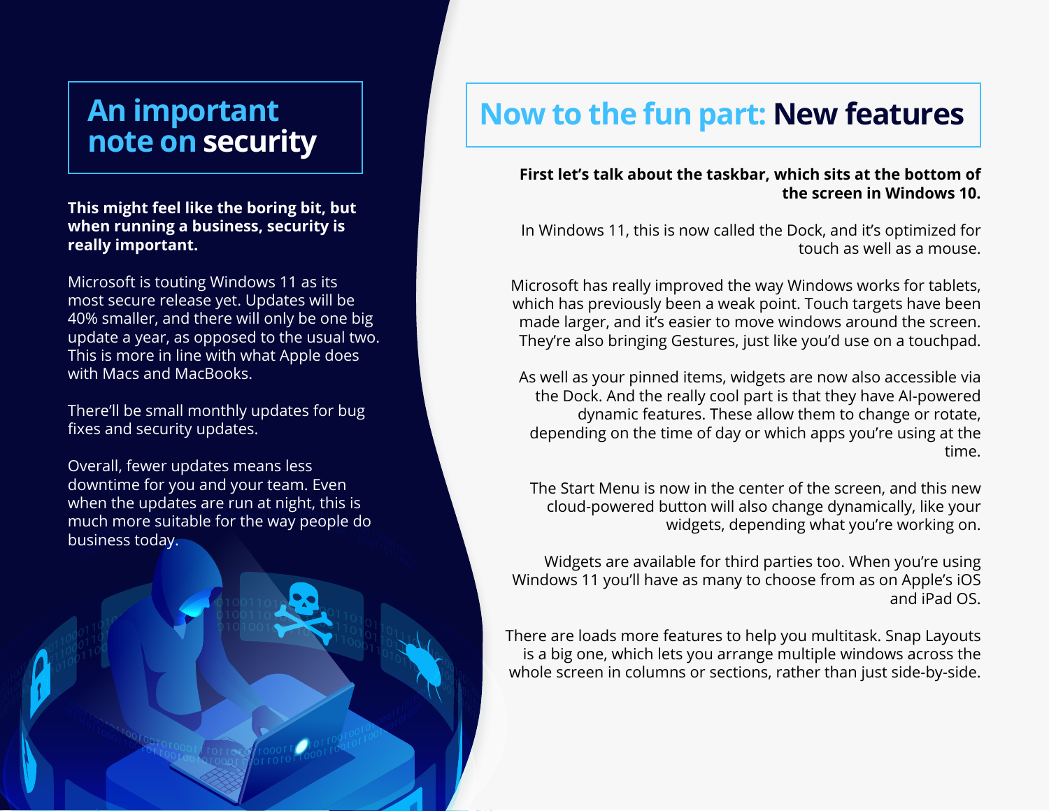## An important note on security

**This might feel like the boring bit, but when running a business, security is really important.**

Microsoft is touting Windows 11 as its most secure release yet. Updates will be 40% smaller, and there will only be one big update a year, as opposed to the usual two. This is more in line with what Apple does with Macs and MacBooks.

There'll be small monthly updates for bug fixes and security updates.

Overall, fewer updates means less downtime for you and your team. Even when the updates are run at night, this is much more suitable for the way people do business today.

## Now to the fun part: New features

**First let's talk about the taskbar, which sits at the bottom of the screen in Windows 10.**

In Windows 11, this is now called the Dock, and it's optimized for touch as well as a mouse.

Microsoft has really improved the way Windows works for tablets, which has previously been a weak point. Touch targets have been made larger, and it's easier to move windows around the screen. They're also bringing Gestures, just like you'd use on a touchpad.

As well as your pinned items, widgets are now also accessible via the Dock. And the really cool part is that they have AI-powered dynamic features. These allow them to change or rotate, depending on the time of day or which apps you're using at the time.

The Start Menu is now in the center of the screen, and this new cloud-powered button will also change dynamically, like your widgets, depending what you're working on.

Widgets are available for third parties too. When you're using Windows 11 you'll have as many to choose from as on Apple's iOS and iPad OS.

There are loads more features to help you multitask. Snap Layouts is a big one, which lets you arrange multiple windows across the whole screen in columns or sections, rather than just side-by-side.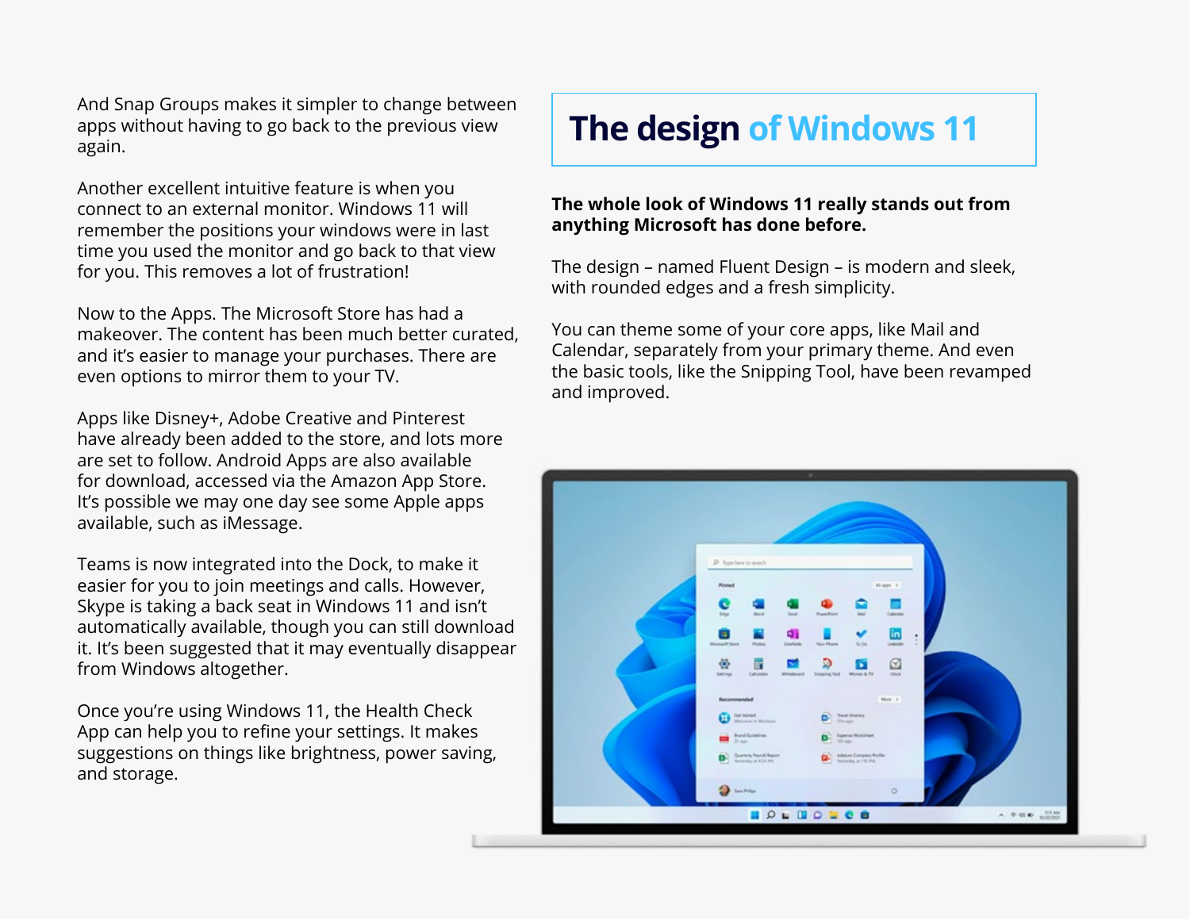And Snap Groups makes it simpler to change between apps without having to go back to the previous view again.

Another excellent intuitive feature is when you connect to an external monitor. Windows 11 will remember the positions your windows were in last time you used the monitor and go back to that view for you. This removes a lot of frustration!

Now to the Apps. The Microsoft Store has had a makeover. The content has been much better curated, and it's easier to manage your purchases. There are even options to mirror them to your TV.

Apps like Disney+, Adobe Creative and Pinterest have already been added to the store, and lots more are set to follow. Android Apps are also available for download, accessed via the Amazon App Store. It's possible we may one day see some Apple apps available, such as iMessage.

Teams is now integrated into the Dock, to make it easier for you to join meetings and calls. However, Skype is taking a back seat in Windows 11 and isn't automatically available, though you can still download it. It's been suggested that it may eventually disappear from Windows altogether.

Once you're using Windows 11, the Health Check App can help you to refine your settings. It makes suggestions on things like brightness, power saving, and storage.

## The design of Windows 11

**The whole look of Windows 11 really stands out from anything Microsoft has done before.**

The design – named Fluent Design – is modern and sleek, with rounded edges and a fresh simplicity.

You can theme some of your core apps, like Mail and Calendar, separately from your primary theme. And even the basic tools, like the Snipping Tool, have been revamped and improved.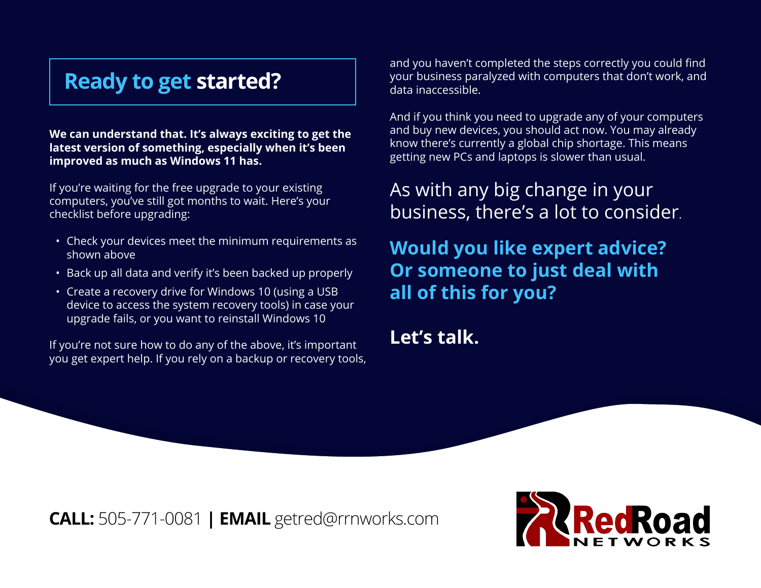## Ready to get started?

**We can understand that. It's always exciting to get the latest version of something, especially when it's been improved as much as Windows 11 has.**

If you're waiting for the free upgrade to your existing computers, you've still got months to wait. Here's your checklist before upgrading:

- Check your devices meet the minimum requirements as shown above
- Back up all data and verify it's been backed up properly
- Create a recovery drive for Windows 10 (using a USB device to access the system recovery tools) in case your upgrade fails, or you want to reinstall Windows 10

If you're not sure how to do any of the above, it's important you get expert help. If you rely on a backup or recovery tools, and you haven't completed the steps correctly you could find your business paralyzed with computers that don't work, and data inaccessible.

And if you think you need to upgrade any of your computers and buy new devices, you should act now. You may already know there's currently a global chip shortage. This means getting new PCs and laptops is slower than usual.

As with any big change in your business, there's a lot to consider.

**Would you like expert advice? Or someone to just deal with all of this for you?**

**Let's talk.**

**CALL:** 505-771-0081 | **EMAIL** getred@rrnworks.com

RedRoad NETWORKS